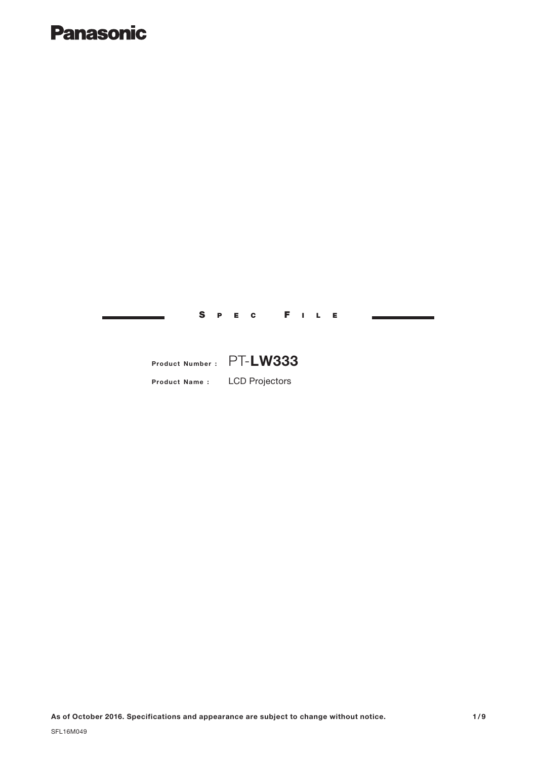**Panasonic**

# SPEC FILE

**Product Number :** PT-**LW333**

**Product Name :** LCD Projectors

**As of October 2016. Specifications and appearance are subject to change without notice.**

SFL16M049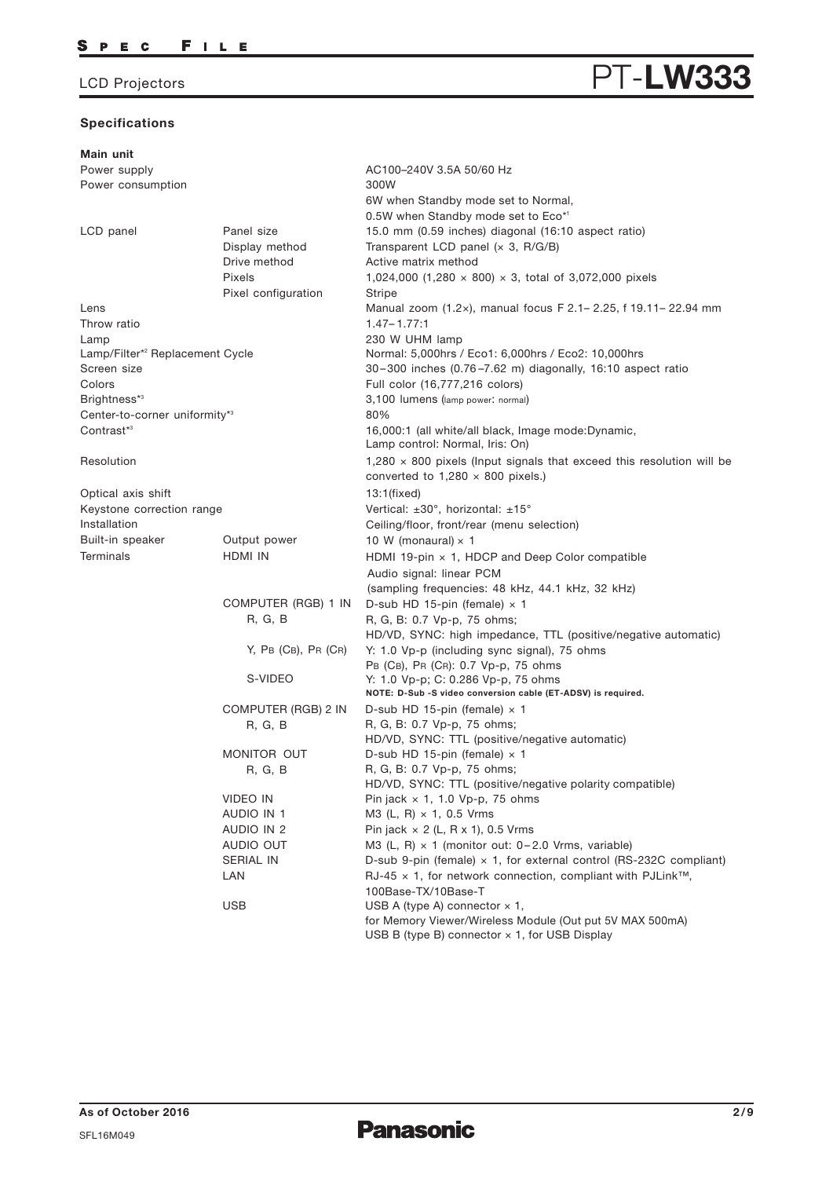## LCD Projectors PT-LW333

### Specifications

**Main unit**

| | | |
|---|---|---|
| Power supply | | AC100–240V 3.5A 50/60 Hz |
| Power consumption | | 300W<br>6W when Standby mode set to Normal,<br>0.5W when Standby mode set to Eco*[1] |
| LCD panel | Panel size | 15.0 mm (0.59 inches) diagonal (16:10 aspect ratio) |
| | Display method | Transparent LCD panel (× 3, R/G/B) |
| | Drive method | Active matrix method |
| | Pixels | 1,024,000 (1,280 × 800) × 3, total of 3,072,000 pixels |
| | Pixel configuration | Stripe |
| Lens | | Manual zoom (1.2×), manual focus F 2.1– 2.25, f 19.11– 22.94 mm |
| Throw ratio | | 1.47– 1.77:1 |
| Lamp | | 230 W UHM lamp |
| Lamp/Filter*[2] Replacement Cycle | | Normal: 5,000hrs / Eco1: 6,000hrs / Eco2: 10,000hrs |
| Screen size | | 30 –300 inches (0.76 –7.62 m) diagonally, 16:10 aspect ratio |
| Colors | | Full color (16,777,216 colors) |
| Brightness*[3] | | 3,100 lumens (lamp power: normal) |
| Center-to-corner uniformity*[3] | | 80% |
| Contrast*[3] | | 16,000:1 (all white/all black, Image mode:Dynamic,<br>Lamp control: Normal, Iris: On) |
| Resolution | | 1,280 × 800 pixels (Input signals that exceed this resolution will be converted to 1,280 × 800 pixels.) |
| Optical axis shift | | 13:1(fixed) |
| Keystone correction range | | Vertical: ±30°, horizontal: ±15° |
| Installation | | Ceiling/floor, front/rear (menu selection) |
| Built-in speaker | Output power | 10 W (monaural) × 1 |
| Terminals | HDMI IN | HDMI 19-pin × 1, HDCP and Deep Color compatible<br>Audio signal: linear PCM<br>(sampling frequencies: 48 kHz, 44.1 kHz, 32 kHz) |
| | COMPUTER (RGB) 1 IN | D-sub HD 15-pin (female) × 1 |
| | R, G, B | R, G, B: 0.7 Vp-p, 75 ohms;<br>HD/VD, SYNC: high impedance, TTL (positive/negative automatic) |
| | Y, PB (CB), PR (CR) | Y: 1.0 Vp-p (including sync signal), 75 ohms<br>PB (CB), PR (CR): 0.7 Vp-p, 75 ohms |
| | S-VIDEO | Y: 1.0 Vp-p; C: 0.286 Vp-p, 75 ohms<br>**NOTE: D-Sub -S video conversion cable (ET-ADSV) is required.** |
| | COMPUTER (RGB) 2 IN | D-sub HD 15-pin (female) × 1 |
| | R, G, B | R, G, B: 0.7 Vp-p, 75 ohms;<br>HD/VD, SYNC: TTL (positive/negative automatic) |
| | MONITOR OUT | D-sub HD 15-pin (female) × 1 |
| | R, G, B | R, G, B: 0.7 Vp-p, 75 ohms;<br>HD/VD, SYNC: TTL (positive/negative polarity compatible) |
| | VIDEO IN | Pin jack × 1, 1.0 Vp-p, 75 ohms |
| | AUDIO IN 1 | M3 (L, R) × 1, 0.5 Vrms |
| | AUDIO IN 2 | Pin jack × 2 (L, R x 1), 0.5 Vrms |
| | AUDIO OUT | M3 (L, R) × 1 (monitor out: 0 – 2.0 Vrms, variable) |
| | SERIAL IN | D-sub 9-pin (female) × 1, for external control (RS-232C compliant) |
| | LAN | RJ-45 × 1, for network connection, compliant with PJLink™,<br>100Base-TX/10Base-T |
| | USB | USB A (type A) connector × 1,<br>for Memory Viewer/Wireless Module (Out put 5V MAX 500mA)<br>USB B (type B) connector × 1, for USB Display |

As of October 2016

SFL16M049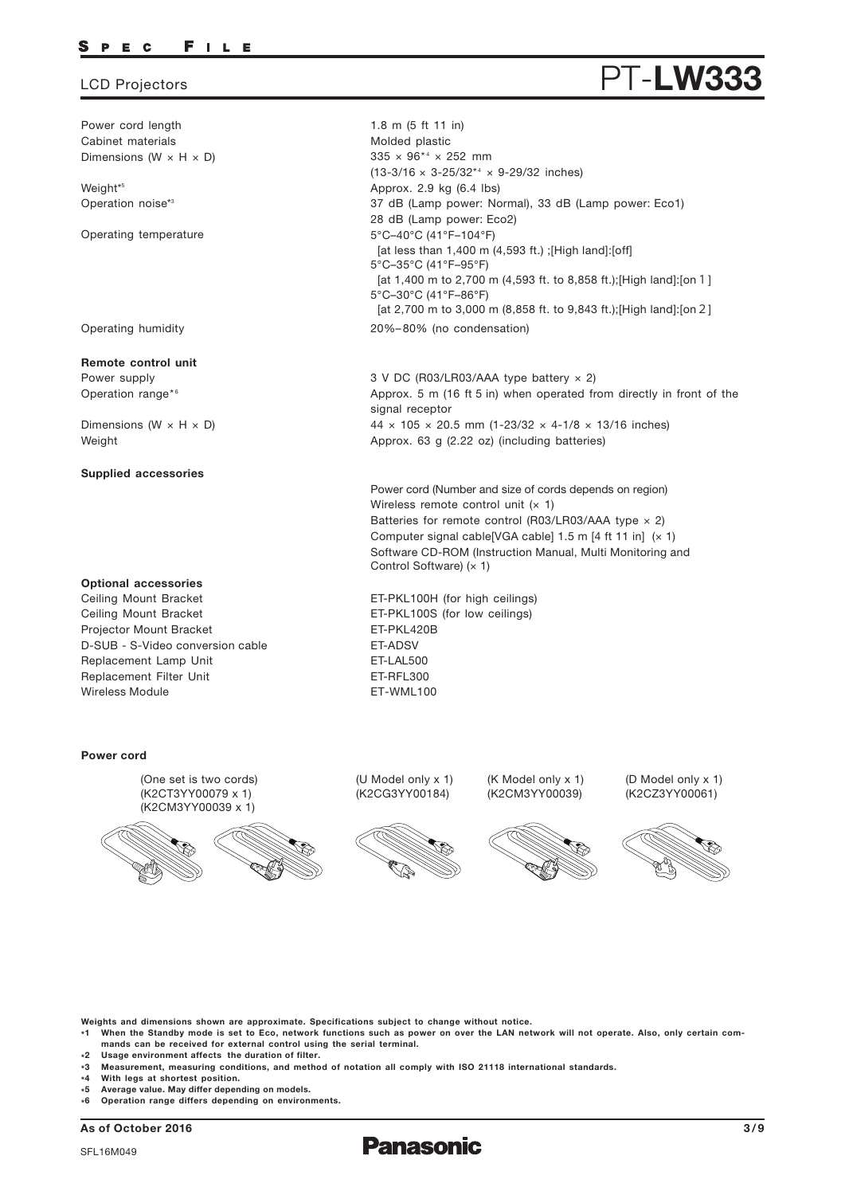# LCD Projectors PT-**LW333**

| | |
|---|---|
| Power cord length | 1.8 m (5 ft 11 in) |
| Cabinet materials | Molded plastic |
| Dimensions (W × H × D) | 335 × 96*4 × 252 mm<br>(13-3/16 × 3-25/32*4 × 9-29/32 inches) |
| Weight*5 | Approx. 2.9 kg (6.4 lbs) |
| Operation noise*3 | 37 dB (Lamp power: Normal), 33 dB (Lamp power: Eco1)<br>28 dB (Lamp power: Eco2) |
| Operating temperature | 5°C–40°C (41°F–104°F)<br>[at less than 1,400 m (4,593 ft.) ;[High land]:[off]<br>5°C–35°C (41°F–95°F)<br>[at 1,400 m to 2,700 m (4,593 ft. to 8,858 ft.);[High land]:[on 1 ]<br>5°C–30°C (41°F–86°F)<br>[at 2,700 m to 3,000 m (8,858 ft. to 9,843 ft.);[High land]:[on 2 ] |
| Operating humidity | 20%–80% (no condensation) |

**Remote control unit**

| | |
|---|---|
| Power supply | 3 V DC (R03/LR03/AAA type battery × 2) |
| Operation range*6 | Approx. 5 m (16 ft 5 in) when operated from directly in front of the signal receptor |
| Dimensions (W × H × D) | 44 × 105 × 20.5 mm (1-23/32 × 4-1/8 × 13/16 inches) |
| Weight | Approx. 63 g (2.22 oz) (including batteries) |

**Supplied accessories**

Power cord (Number and size of cords depends on region)
Wireless remote control unit (× 1)
Batteries for remote control (R03/LR03/AAA type × 2)
Computer signal cable[VGA cable] 1.5 m [4 ft 11 in] (× 1)
Software CD-ROM (Instruction Manual, Multi Monitoring and Control Software) (× 1)

**Optional accessories**

| | |
|---|---|
| Ceiling Mount Bracket | ET-PKL100H (for high ceilings) |
| Ceiling Mount Bracket | ET-PKL100S (for low ceilings) |
| Projector Mount Bracket | ET-PKL420B |
| D-SUB - S-Video conversion cable | ET-ADSV |
| Replacement Lamp Unit | ET-LAL500 |
| Replacement Filter Unit | ET-RFL300 |
| Wireless Module | ET-WML100 |

**Power cord**

| (One set is two cords) (K2CT3YY00079 x 1) (K2CM3YY00039 x 1) | (U Model only x 1) (K2CG3YY00184) | (K Model only x 1) (K2CM3YY00039) | (D Model only x 1) (K2CZ3YY00061) |
|---|---|---|---|

**Weights and dimensions shown are approximate. Specifications subject to change without notice.**

**\*1 When the Standby mode is set to Eco, network functions such as power on over the LAN network will not operate. Also, only certain commands can be received for external control using the serial terminal.**
**\*2 Usage environment affects the duration of filter.**
**\*3 Measurement, measuring conditions, and method of notation all comply with ISO 21118 international standards.**
**\*4 With legs at shortest position.**
**\*5 Average value. May differ depending on models.**
**\*6 Operation range differs depending on environments.**

**As of October 2016**

SFL16M049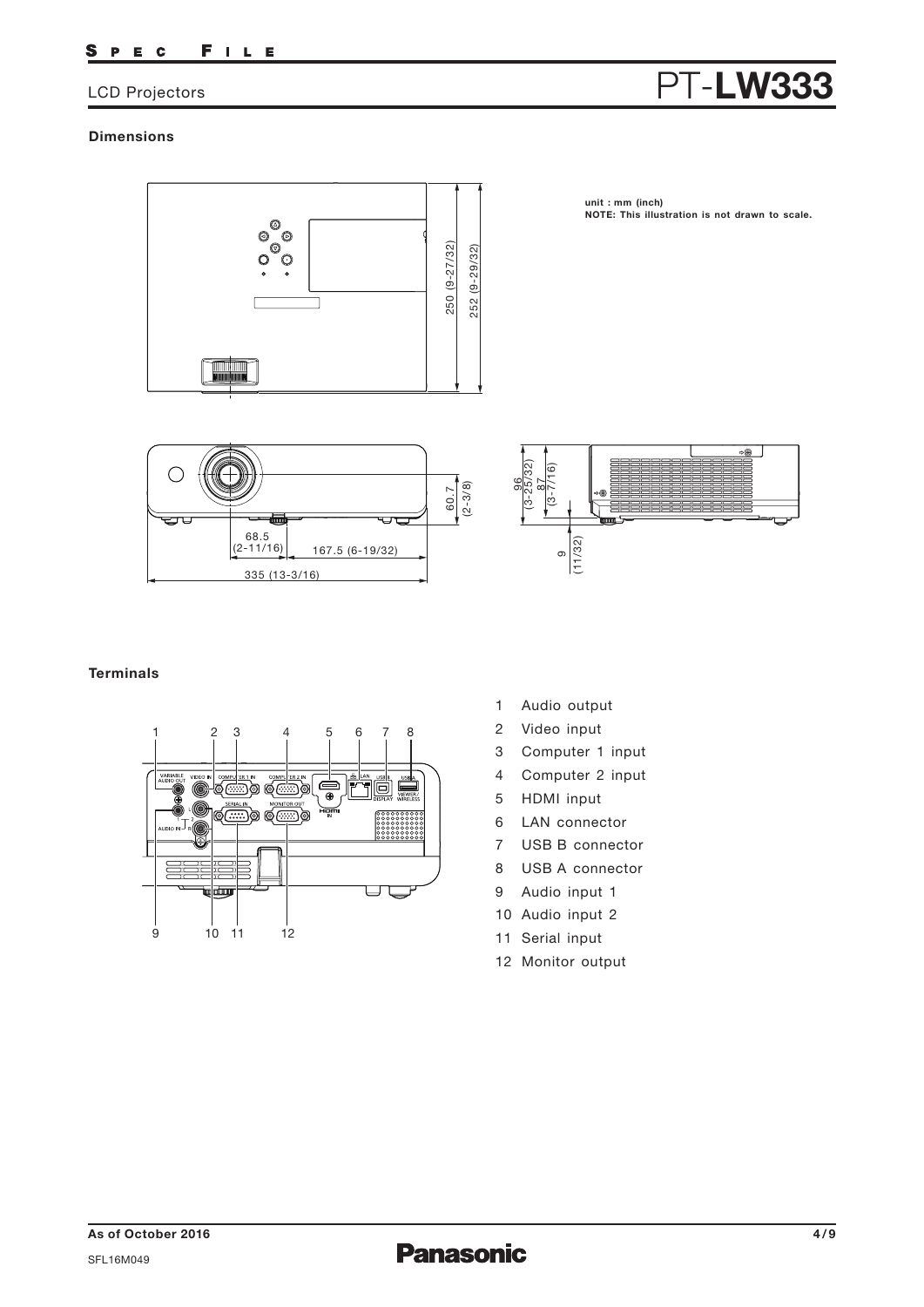# PT-LW333

LCD Projectors

### Dimensions

unit : mm (inch)
**NOTE: This illustration is not drawn to scale.**

250 (9-27/32)
252 (9-29/32)
60.7 (2-3/8)
68.5 (2-11/16)
167.5 (6-19/32)
335 (13-3/16)
96 (3-25/32)
87 (3-7/16)
9 (11/32)

### Terminals

1. Audio output
2. Video input
3. Computer 1 input
4. Computer 2 input
5. HDMI input
6. LAN connector
7. USB B connector
8. USB A connector
9. Audio input 1
10. Audio input 2
11. Serial input
12. Monitor output

As of October 2016

SFL16M049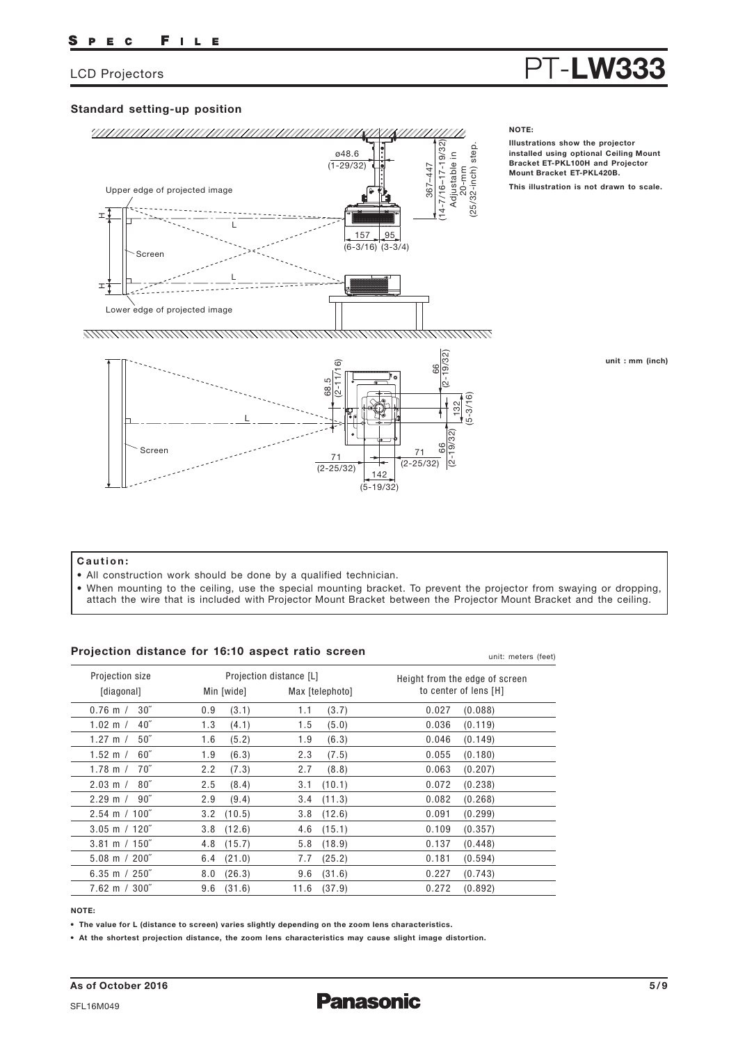LCD Projectors

# PT-LW333

## Standard setting-up position

**NOTE:**

**Illustrations show the projector installed using optional Ceiling Mount Bracket ET-PKL100H and Projector Mount Bracket ET-PKL420B.**

**This illustration is not drawn to scale.**

Upper edge of projected image

Screen

Lower edge of projected image

ø48.6 (1-29/32)

367–447 (14-7/16–17-19/32) Adjustable in 20-mm (25/32-inch) step.

157 (6-3/16) 95 (3-3/4)

68.5 (2-11/16)

66 (2-19/32)

132 (5-3/16)

66 (2-19/32)

71 (2-25/32)

71 (2-25/32)

142 (5-19/32)

unit : mm (inch)

**Caution:**

- All construction work should be done by a qualified technician.
- When mounting to the ceiling, use the special mounting bracket. To prevent the projector from swaying or dropping, attach the wire that is included with Projector Mount Bracket between the Projector Mount Bracket and the ceiling.

## Projection distance for 16:10 aspect ratio screen

unit: meters (feet)

| Projection size [diagonal] | Projection distance [L] Min [wide] | Projection distance [L] Max [telephoto] | Height from the edge of screen to center of lens [H] |
|---|---|---|---|
| 0.76 m / 30″ | 0.9 (3.1) | 1.1 (3.7) | 0.027 (0.088) |
| 1.02 m / 40″ | 1.3 (4.1) | 1.5 (5.0) | 0.036 (0.119) |
| 1.27 m / 50″ | 1.6 (5.2) | 1.9 (6.3) | 0.046 (0.149) |
| 1.52 m / 60″ | 1.9 (6.3) | 2.3 (7.5) | 0.055 (0.180) |
| 1.78 m / 70″ | 2.2 (7.3) | 2.7 (8.8) | 0.063 (0.207) |
| 2.03 m / 80″ | 2.5 (8.4) | 3.1 (10.1) | 0.072 (0.238) |
| 2.29 m / 90″ | 2.9 (9.4) | 3.4 (11.3) | 0.082 (0.268) |
| 2.54 m / 100″ | 3.2 (10.5) | 3.8 (12.6) | 0.091 (0.299) |
| 3.05 m / 120″ | 3.8 (12.6) | 4.6 (15.1) | 0.109 (0.357) |
| 3.81 m / 150″ | 4.8 (15.7) | 5.8 (18.9) | 0.137 (0.448) |
| 5.08 m / 200″ | 6.4 (21.0) | 7.7 (25.2) | 0.181 (0.594) |
| 6.35 m / 250″ | 8.0 (26.3) | 9.6 (31.6) | 0.227 (0.743) |
| 7.62 m / 300″ | 9.6 (31.6) | 11.6 (37.9) | 0.272 (0.892) |

**NOTE:**

- **The value for L (distance to screen) varies slightly depending on the zoom lens characteristics.**
- **At the shortest projection distance, the zoom lens characteristics may cause slight image distortion.**

**As of October 2016**

SFL16M049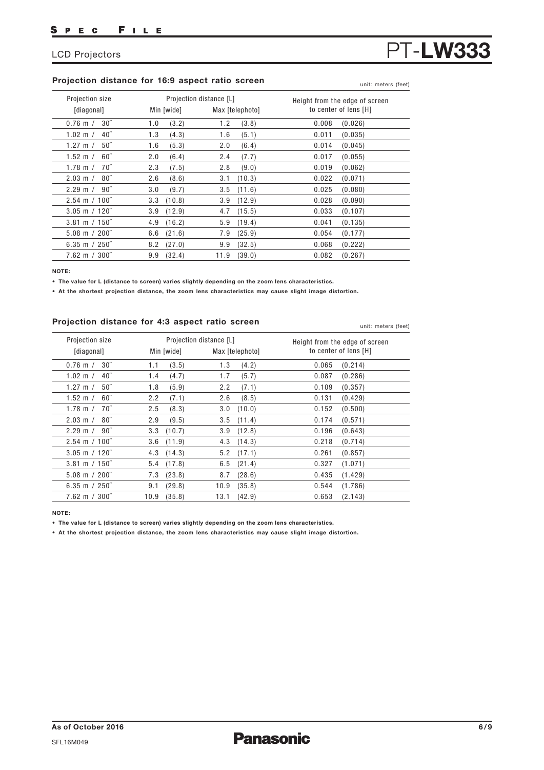## Projection distance for 16:9 aspect ratio screen

unit: meters (feet)

| Projection size [diagonal] | Projection distance [L] Min [wide] | Projection distance [L] Max [telephoto] | Height from the edge of screen to center of lens [H] |
|---|---|---|---|
| 0.76 m / 30″ | 1.0 (3.2) | 1.2 (3.8) | 0.008 (0.026) |
| 1.02 m / 40″ | 1.3 (4.3) | 1.6 (5.1) | 0.011 (0.035) |
| 1.27 m / 50″ | 1.6 (5.3) | 2.0 (6.4) | 0.014 (0.045) |
| 1.52 m / 60″ | 2.0 (6.4) | 2.4 (7.7) | 0.017 (0.055) |
| 1.78 m / 70″ | 2.3 (7.5) | 2.8 (9.0) | 0.019 (0.062) |
| 2.03 m / 80″ | 2.6 (8.6) | 3.1 (10.3) | 0.022 (0.071) |
| 2.29 m / 90″ | 3.0 (9.7) | 3.5 (11.6) | 0.025 (0.080) |
| 2.54 m / 100″ | 3.3 (10.8) | 3.9 (12.9) | 0.028 (0.090) |
| 3.05 m / 120″ | 3.9 (12.9) | 4.7 (15.5) | 0.033 (0.107) |
| 3.81 m / 150″ | 4.9 (16.2) | 5.9 (19.4) | 0.041 (0.135) |
| 5.08 m / 200″ | 6.6 (21.6) | 7.9 (25.9) | 0.054 (0.177) |
| 6.35 m / 250″ | 8.2 (27.0) | 9.9 (32.5) | 0.068 (0.222) |
| 7.62 m / 300″ | 9.9 (32.4) | 11.9 (39.0) | 0.082 (0.267) |

**NOTE:**

- **The value for L (distance to screen) varies slightly depending on the zoom lens characteristics.**
- **At the shortest projection distance, the zoom lens characteristics may cause slight image distortion.**

## Projection distance for 4:3 aspect ratio screen

unit: meters (feet)

| Projection size [diagonal] | Projection distance [L] Min [wide] | Projection distance [L] Max [telephoto] | Height from the edge of screen to center of lens [H] |
|---|---|---|---|
| 0.76 m / 30″ | 1.1 (3.5) | 1.3 (4.2) | 0.065 (0.214) |
| 1.02 m / 40″ | 1.4 (4.7) | 1.7 (5.7) | 0.087 (0.286) |
| 1.27 m / 50″ | 1.8 (5.9) | 2.2 (7.1) | 0.109 (0.357) |
| 1.52 m / 60″ | 2.2 (7.1) | 2.6 (8.5) | 0.131 (0.429) |
| 1.78 m / 70″ | 2.5 (8.3) | 3.0 (10.0) | 0.152 (0.500) |
| 2.03 m / 80″ | 2.9 (9.5) | 3.5 (11.4) | 0.174 (0.571) |
| 2.29 m / 90″ | 3.3 (10.7) | 3.9 (12.8) | 0.196 (0.643) |
| 2.54 m / 100″ | 3.6 (11.9) | 4.3 (14.3) | 0.218 (0.714) |
| 3.05 m / 120″ | 4.3 (14.3) | 5.2 (17.1) | 0.261 (0.857) |
| 3.81 m / 150″ | 5.4 (17.8) | 6.5 (21.4) | 0.327 (1.071) |
| 5.08 m / 200″ | 7.3 (23.8) | 8.7 (28.6) | 0.435 (1.429) |
| 6.35 m / 250″ | 9.1 (29.8) | 10.9 (35.8) | 0.544 (1.786) |
| 7.62 m / 300″ | 10.9 (35.8) | 13.1 (42.9) | 0.653 (2.143) |

**NOTE:**

- **The value for L (distance to screen) varies slightly depending on the zoom lens characteristics.**
- **At the shortest projection distance, the zoom lens characteristics may cause slight image distortion.**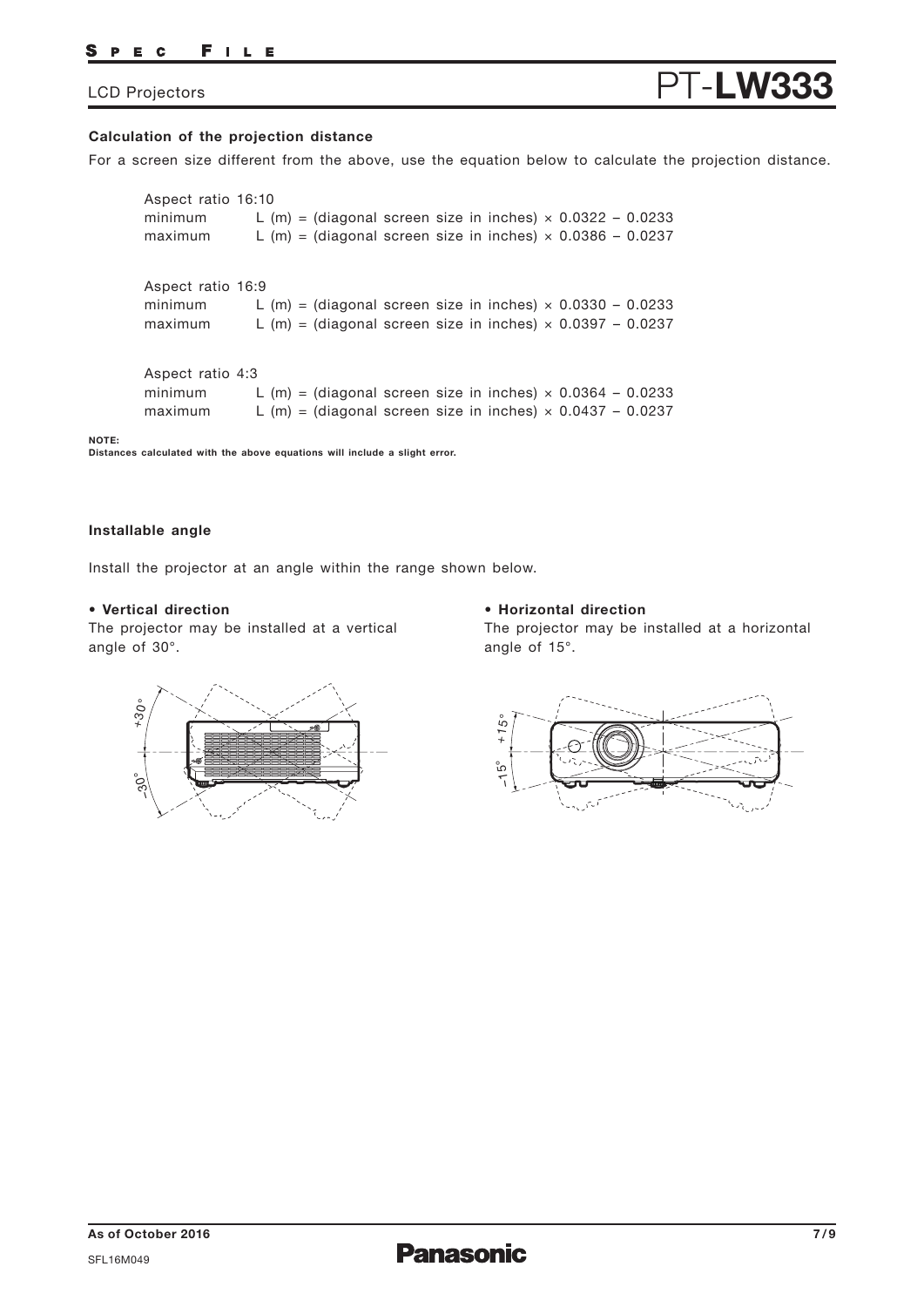### Calculation of the projection distance

For a screen size different from the above, use the equation below to calculate the projection distance.

Aspect ratio 16:10

minimum L (m) = (diagonal screen size in inches) × 0.0322 – 0.0233

maximum L (m) = (diagonal screen size in inches) × 0.0386 – 0.0237

Aspect ratio 16:9

minimum L (m) = (diagonal screen size in inches) × 0.0330 – 0.0233

maximum L (m) = (diagonal screen size in inches) × 0.0397 – 0.0237

Aspect ratio 4:3

minimum L (m) = (diagonal screen size in inches) × 0.0364 – 0.0233

maximum L (m) = (diagonal screen size in inches) × 0.0437 – 0.0237

**NOTE:**
**Distances calculated with the above equations will include a slight error.**

### Installable angle

Install the projector at an angle within the range shown below.

**• Vertical direction**

The projector may be installed at a vertical angle of 30°.

+30°

–30°

**• Horizontal direction**

The projector may be installed at a horizontal angle of 15°.

+15°

–15°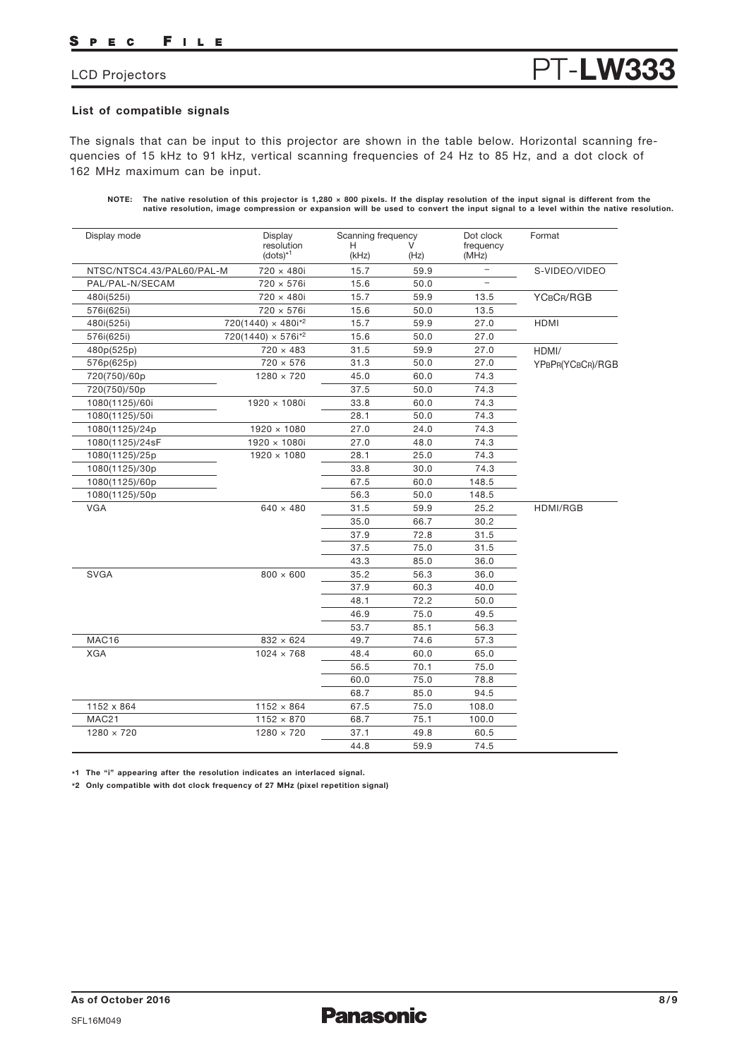### List of compatible signals

The signals that can be input to this projector are shown in the table below. Horizontal scanning frequencies of 15 kHz to 91 kHz, vertical scanning frequencies of 24 Hz to 85 Hz, and a dot clock of 162 MHz maximum can be input.

**NOTE: The native resolution of this projector is 1,280 × 800 pixels. If the display resolution of the input signal is different from the native resolution, image compression or expansion will be used to convert the input signal to a level within the native resolution.**

| Display mode | Display resolution (dots)*1 | Scanning frequency H (kHz) | Scanning frequency V (Hz) | Dot clock frequency (MHz) | Format |
|---|---|---|---|---|---|
| NTSC/NTSC4.43/PAL60/PAL-M | 720 × 480i | 15.7 | 59.9 | – | S-VIDEO/VIDEO |
| PAL/PAL-N/SECAM | 720 × 576i | 15.6 | 50.0 | – | |
| 480i(525i) | 720 × 480i | 15.7 | 59.9 | 13.5 | YCBCR/RGB |
| 576i(625i) | 720 × 576i | 15.6 | 50.0 | 13.5 | |
| 480i(525i) | 720(1440) × 480i*2 | 15.7 | 59.9 | 27.0 | HDMI |
| 576i(625i) | 720(1440) × 576i*2 | 15.6 | 50.0 | 27.0 | |
| 480p(525p) | 720 × 483 | 31.5 | 59.9 | 27.0 | HDMI/ YPBPR(YCBCR)/RGB |
| 576p(625p) | 720 × 576 | 31.3 | 50.0 | 27.0 | |
| 720(750)/60p | 1280 × 720 | 45.0 | 60.0 | 74.3 | |
| 720(750)/50p | | 37.5 | 50.0 | 74.3 | |
| 1080(1125)/60i | 1920 × 1080i | 33.8 | 60.0 | 74.3 | |
| 1080(1125)/50i | | 28.1 | 50.0 | 74.3 | |
| 1080(1125)/24p | 1920 × 1080 | 27.0 | 24.0 | 74.3 | |
| 1080(1125)/24sF | 1920 × 1080i | 27.0 | 48.0 | 74.3 | |
| 1080(1125)/25p | 1920 × 1080 | 28.1 | 25.0 | 74.3 | |
| 1080(1125)/30p | | 33.8 | 30.0 | 74.3 | |
| 1080(1125)/60p | | 67.5 | 60.0 | 148.5 | |
| 1080(1125)/50p | | 56.3 | 50.0 | 148.5 | |
| VGA | 640 × 480 | 31.5 | 59.9 | 25.2 | HDMI/RGB |
| | | 35.0 | 66.7 | 30.2 | |
| | | 37.9 | 72.8 | 31.5 | |
| | | 37.5 | 75.0 | 31.5 | |
| | | 43.3 | 85.0 | 36.0 | |
| SVGA | 800 × 600 | 35.2 | 56.3 | 36.0 | |
| | | 37.9 | 60.3 | 40.0 | |
| | | 48.1 | 72.2 | 50.0 | |
| | | 46.9 | 75.0 | 49.5 | |
| | | 53.7 | 85.1 | 56.3 | |
| MAC16 | 832 × 624 | 49.7 | 74.6 | 57.3 | |
| XGA | 1024 × 768 | 48.4 | 60.0 | 65.0 | |
| | | 56.5 | 70.1 | 75.0 | |
| | | 60.0 | 75.0 | 78.8 | |
| | | 68.7 | 85.0 | 94.5 | |
| 1152 x 864 | 1152 × 864 | 67.5 | 75.0 | 108.0 | |
| MAC21 | 1152 × 870 | 68.7 | 75.1 | 100.0 | |
| 1280 × 720 | 1280 × 720 | 37.1 | 49.8 | 60.5 | |
| | | 44.8 | 59.9 | 74.5 | |

*1 The "i" appearing after the resolution indicates an interlaced signal.

*2 Only compatible with dot clock frequency of 27 MHz (pixel repetition signal)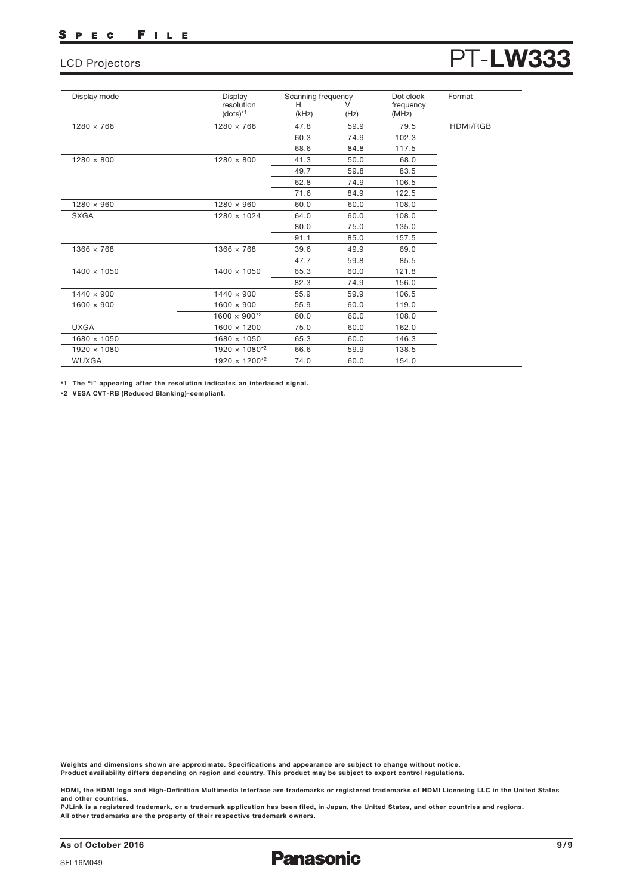| Display mode | Display resolution (dots)[*1] | Scanning frequency H (kHz) | Scanning frequency V (Hz) | Dot clock frequency (MHz) | Format |
|---|---|---|---|---|---|
| 1280 × 768 | 1280 × 768 | 47.8 | 59.9 | 79.5 | HDMI/RGB |
| | | 60.3 | 74.9 | 102.3 | |
| | | 68.6 | 84.8 | 117.5 | |
| 1280 × 800 | 1280 × 800 | 41.3 | 50.0 | 68.0 | |
| | | 49.7 | 59.8 | 83.5 | |
| | | 62.8 | 74.9 | 106.5 | |
| | | 71.6 | 84.9 | 122.5 | |
| 1280 × 960 | 1280 × 960 | 60.0 | 60.0 | 108.0 | |
| SXGA | 1280 × 1024 | 64.0 | 60.0 | 108.0 | |
| | | 80.0 | 75.0 | 135.0 | |
| | | 91.1 | 85.0 | 157.5 | |
| 1366 × 768 | 1366 × 768 | 39.6 | 49.9 | 69.0 | |
| | | 47.7 | 59.8 | 85.5 | |
| 1400 × 1050 | 1400 × 1050 | 65.3 | 60.0 | 121.8 | |
| | | 82.3 | 74.9 | 156.0 | |
| 1440 × 900 | 1440 × 900 | 55.9 | 59.9 | 106.5 | |
| 1600 × 900 | 1600 × 900 | 55.9 | 60.0 | 119.0 | |
| | 1600 × 900[*2] | 60.0 | 60.0 | 108.0 | |
| UXGA | 1600 × 1200 | 75.0 | 60.0 | 162.0 | |
| 1680 × 1050 | 1680 × 1050 | 65.3 | 60.0 | 146.3 | |
| 1920 × 1080 | 1920 × 1080[*2] | 66.6 | 59.9 | 138.5 | |
| WUXGA | 1920 × 1200[*2] | 74.0 | 60.0 | 154.0 | |

**\*1 The "i" appearing after the resolution indicates an interlaced signal.**

**\*2 VESA CVT-RB (Reduced Blanking)-compliant.**

**Weights and dimensions shown are approximate. Specifications and appearance are subject to change without notice.**
**Product availability differs depending on region and country. This product may be subject to export control regulations.**

**HDMI, the HDMI logo and High-Definition Multimedia Interface are trademarks or registered trademarks of HDMI Licensing LLC in the United States and other countries.**
**PJLink is a registered trademark, or a trademark application has been filed, in Japan, the United States, and other countries and regions.**
**All other trademarks are the property of their respective trademark owners.**

**As of October 2016**

SFL16M049

**Panasonic**